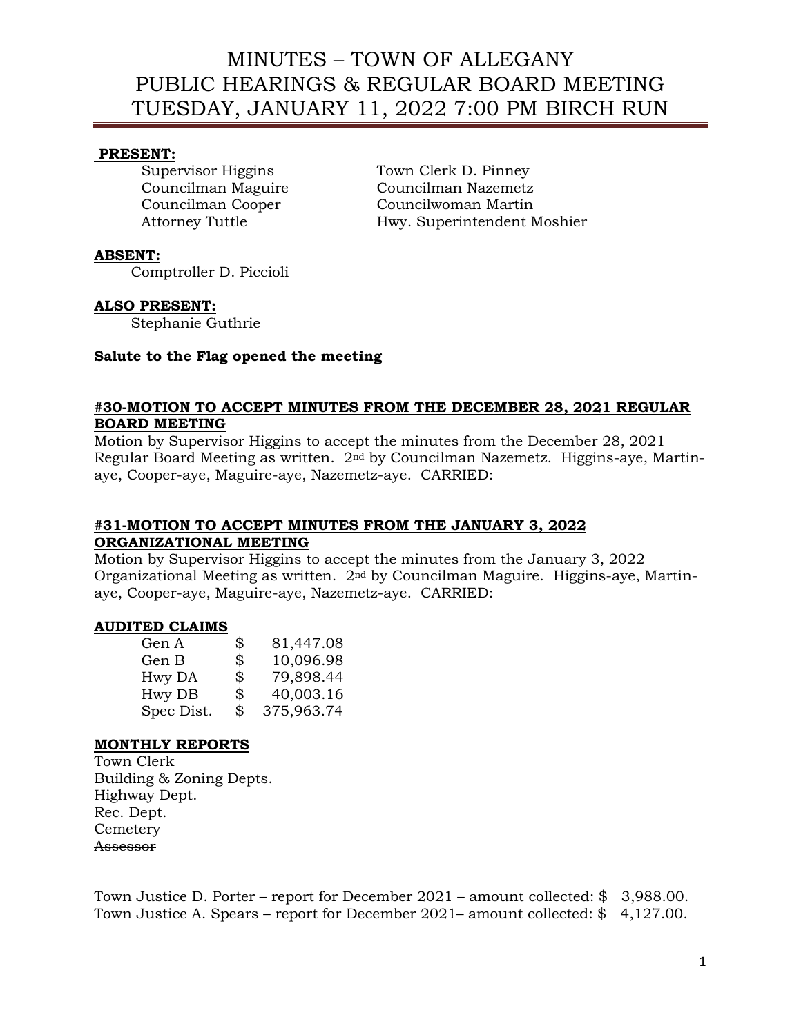# MINUTES – TOWN OF ALLEGANY PUBLIC HEARINGS & REGULAR BOARD MEETING TUESDAY, JANUARY 11, 2022 7:00 PM BIRCH RUN

**PRESENT:**

| | |
|---|---|
| Supervisor Higgins | Town Clerk D. Pinney |
| Councilman Maguire | Councilman Nazemetz |
| Councilman Cooper | Councilwoman Martin |
| Attorney Tuttle | Hwy. Superintendent Moshier |

**ABSENT:**

Comptroller D. Piccioli

**ALSO PRESENT:**

Stephanie Guthrie

**Salute to the Flag opened the meeting**

**#30-MOTION TO ACCEPT MINUTES FROM THE DECEMBER 28, 2021 REGULAR BOARD MEETING**

Motion by Supervisor Higgins to accept the minutes from the December 28, 2021 Regular Board Meeting as written. 2nd by Councilman Nazemetz. Higgins-aye, Martin-aye, Cooper-aye, Maguire-aye, Nazemetz-aye. CARRIED:

**#31-MOTION TO ACCEPT MINUTES FROM THE JANUARY 3, 2022 ORGANIZATIONAL MEETING**

Motion by Supervisor Higgins to accept the minutes from the January 3, 2022 Organizational Meeting as written. 2nd by Councilman Maguire. Higgins-aye, Martin-aye, Cooper-aye, Maguire-aye, Nazemetz-aye. CARRIED:

**AUDITED CLAIMS**

| | |
|---|---|
| Gen A | $ 81,447.08 |
| Gen B | $ 10,096.98 |
| Hwy DA | $ 79,898.44 |
| Hwy DB | $ 40,003.16 |
| Spec Dist. | $ 375,963.74 |

**MONTHLY REPORTS**

Town Clerk
Building & Zoning Depts.
Highway Dept.
Rec. Dept.
Cemetery
~~Assessor~~

Town Justice D. Porter – report for December 2021 – amount collected: $ 3,988.00.
Town Justice A. Spears – report for December 2021– amount collected: $ 4,127.00.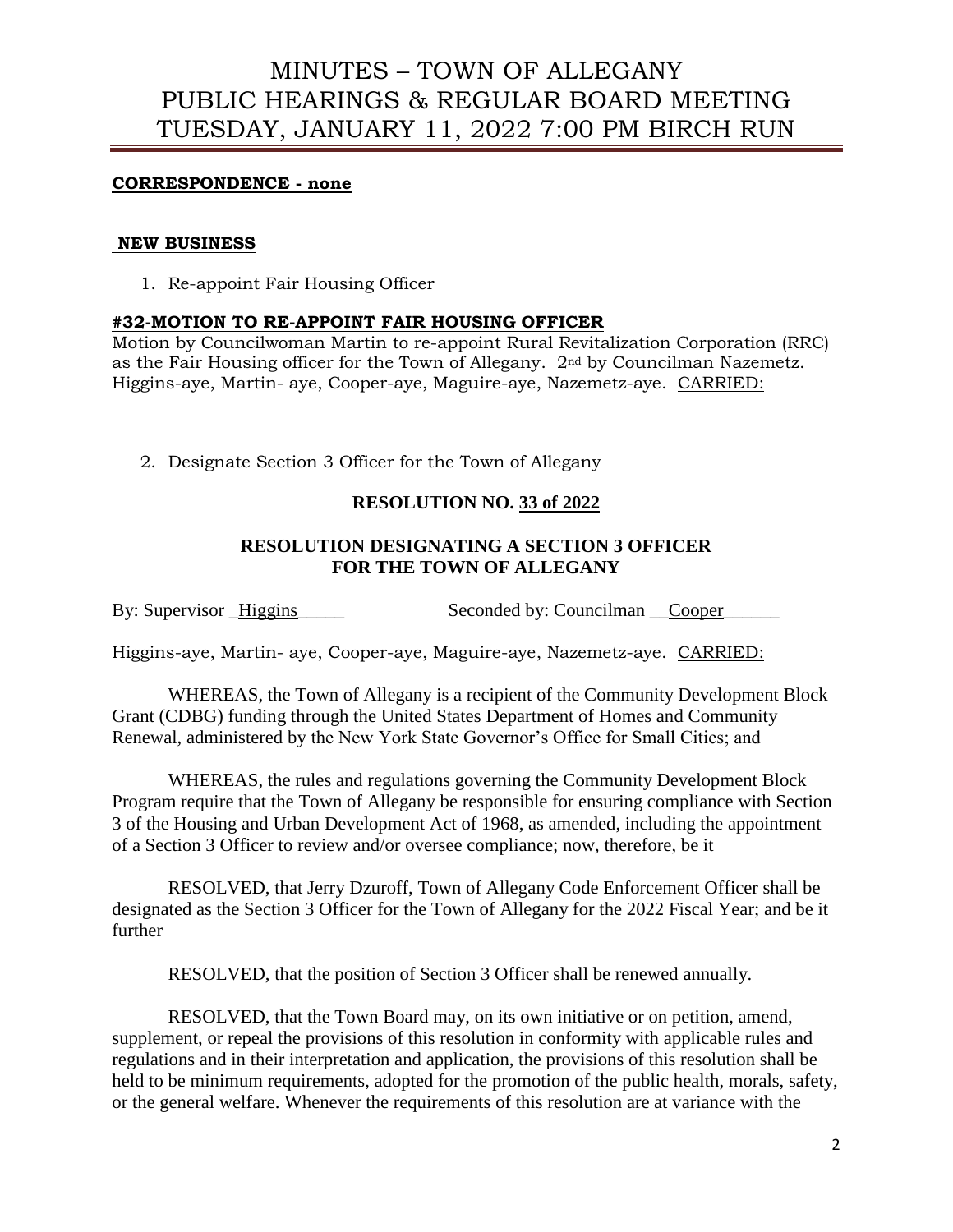**CORRESPONDENCE - none**

**NEW BUSINESS**

1. Re-appoint Fair Housing Officer

**#32-MOTION TO RE-APPOINT FAIR HOUSING OFFICER**

Motion by Councilwoman Martin to re-appoint Rural Revitalization Corporation (RRC) as the Fair Housing officer for the Town of Allegany. 2nd by Councilman Nazemetz. Higgins-aye, Martin- aye, Cooper-aye, Maguire-aye, Nazemetz-aye. CARRIED:

2. Designate Section 3 Officer for the Town of Allegany

**RESOLUTION NO. 33 of 2022**

**RESOLUTION DESIGNATING A SECTION 3 OFFICER FOR THE TOWN OF ALLEGANY**

By: Supervisor _Higgins_____ Seconded by: Councilman __Cooper______

Higgins-aye, Martin- aye, Cooper-aye, Maguire-aye, Nazemetz-aye. CARRIED:

WHEREAS, the Town of Allegany is a recipient of the Community Development Block Grant (CDBG) funding through the United States Department of Homes and Community Renewal, administered by the New York State Governor's Office for Small Cities; and

WHEREAS, the rules and regulations governing the Community Development Block Program require that the Town of Allegany be responsible for ensuring compliance with Section 3 of the Housing and Urban Development Act of 1968, as amended, including the appointment of a Section 3 Officer to review and/or oversee compliance; now, therefore, be it

RESOLVED, that Jerry Dzuroff, Town of Allegany Code Enforcement Officer shall be designated as the Section 3 Officer for the Town of Allegany for the 2022 Fiscal Year; and be it further

RESOLVED, that the position of Section 3 Officer shall be renewed annually.

RESOLVED, that the Town Board may, on its own initiative or on petition, amend, supplement, or repeal the provisions of this resolution in conformity with applicable rules and regulations and in their interpretation and application, the provisions of this resolution shall be held to be minimum requirements, adopted for the promotion of the public health, morals, safety, or the general welfare. Whenever the requirements of this resolution are at variance with the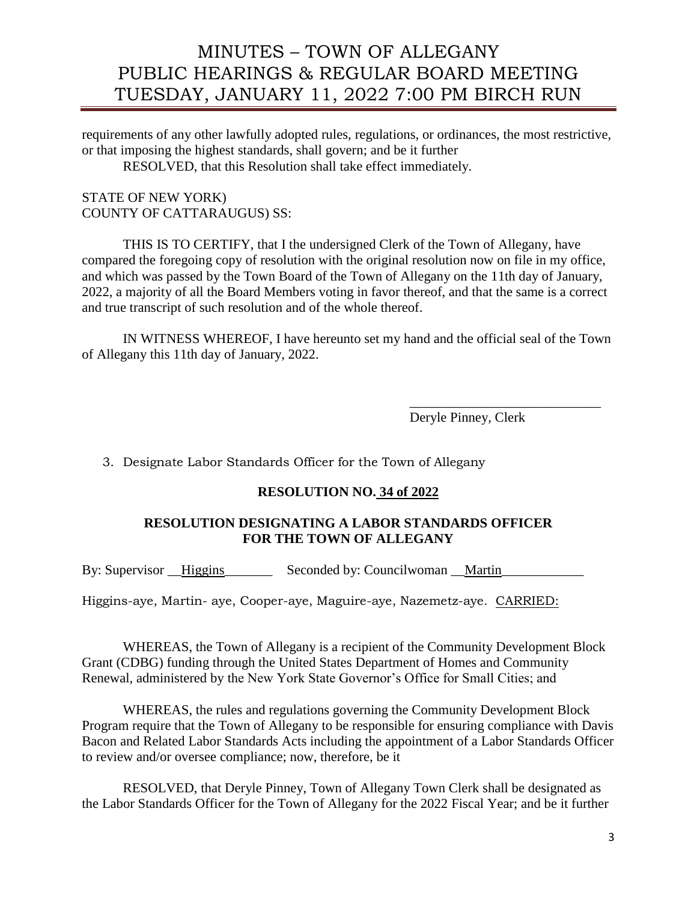requirements of any other lawfully adopted rules, regulations, or ordinances, the most restrictive, or that imposing the highest standards, shall govern; and be it further

RESOLVED, that this Resolution shall take effect immediately.

STATE OF NEW YORK)
COUNTY OF CATTARAUGUS) SS:

THIS IS TO CERTIFY, that I the undersigned Clerk of the Town of Allegany, have compared the foregoing copy of resolution with the original resolution now on file in my office, and which was passed by the Town Board of the Town of Allegany on the 11th day of January, 2022, a majority of all the Board Members voting in favor thereof, and that the same is a correct and true transcript of such resolution and of the whole thereof.

IN WITNESS WHEREOF, I have hereunto set my hand and the official seal of the Town of Allegany this 11th day of January, 2022.

_____________________________
Deryle Pinney, Clerk

3. Designate Labor Standards Officer for the Town of Allegany

**RESOLUTION NO. 34 of 2022**

**RESOLUTION DESIGNATING A LABOR STANDARDS OFFICER FOR THE TOWN OF ALLEGANY**

By: Supervisor __Higgins_______ Seconded by: Councilwoman __Martin____________

Higgins-aye, Martin- aye, Cooper-aye, Maguire-aye, Nazemetz-aye. CARRIED:

WHEREAS, the Town of Allegany is a recipient of the Community Development Block Grant (CDBG) funding through the United States Department of Homes and Community Renewal, administered by the New York State Governor's Office for Small Cities; and

WHEREAS, the rules and regulations governing the Community Development Block Program require that the Town of Allegany to be responsible for ensuring compliance with Davis Bacon and Related Labor Standards Acts including the appointment of a Labor Standards Officer to review and/or oversee compliance; now, therefore, be it

RESOLVED, that Deryle Pinney, Town of Allegany Town Clerk shall be designated as the Labor Standards Officer for the Town of Allegany for the 2022 Fiscal Year; and be it further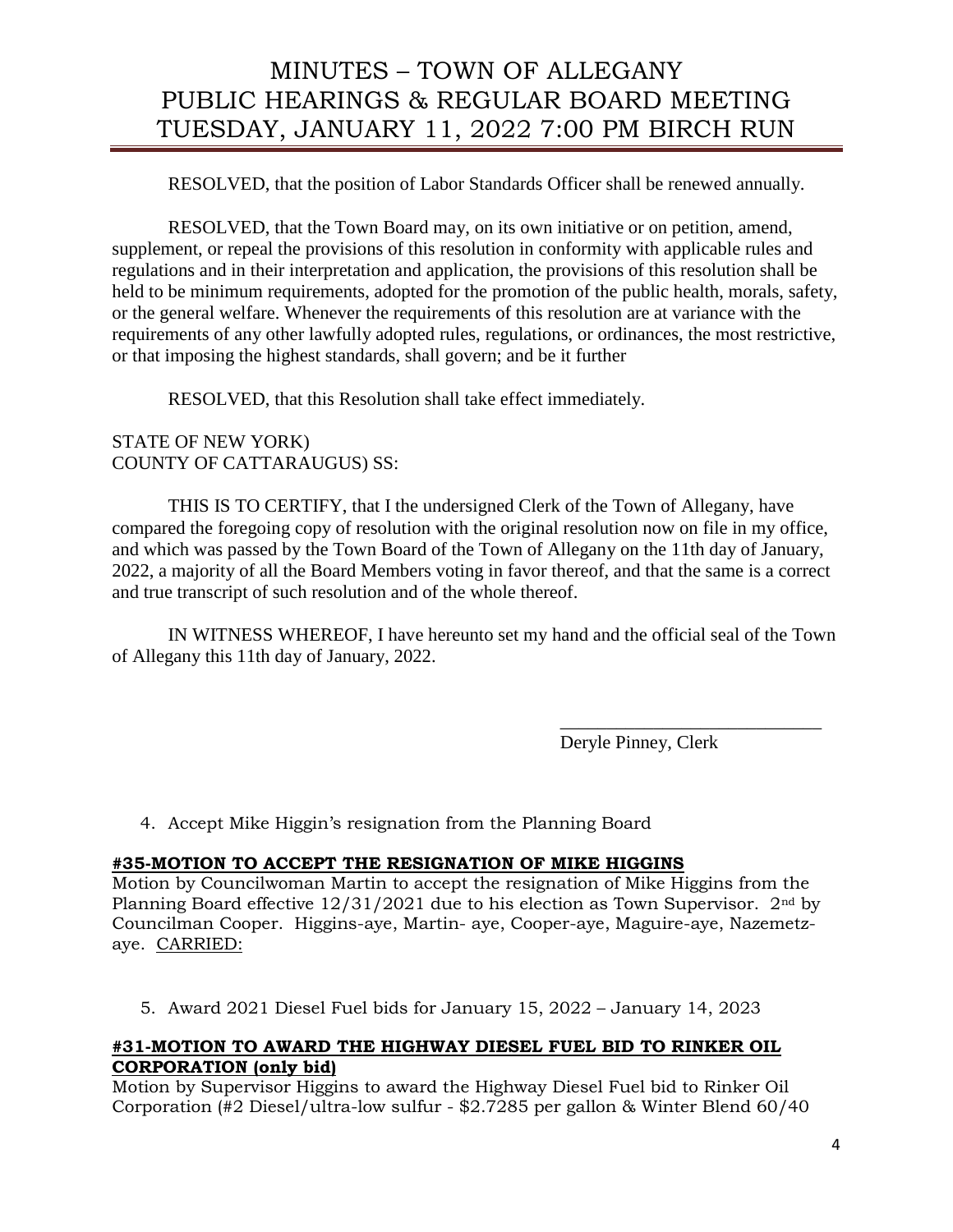RESOLVED, that the position of Labor Standards Officer shall be renewed annually.

RESOLVED, that the Town Board may, on its own initiative or on petition, amend, supplement, or repeal the provisions of this resolution in conformity with applicable rules and regulations and in their interpretation and application, the provisions of this resolution shall be held to be minimum requirements, adopted for the promotion of the public health, morals, safety, or the general welfare. Whenever the requirements of this resolution are at variance with the requirements of any other lawfully adopted rules, regulations, or ordinances, the most restrictive, or that imposing the highest standards, shall govern; and be it further

RESOLVED, that this Resolution shall take effect immediately.

STATE OF NEW YORK)
COUNTY OF CATTARAUGUS) SS:

THIS IS TO CERTIFY, that I the undersigned Clerk of the Town of Allegany, have compared the foregoing copy of resolution with the original resolution now on file in my office, and which was passed by the Town Board of the Town of Allegany on the 11th day of January, 2022, a majority of all the Board Members voting in favor thereof, and that the same is a correct and true transcript of such resolution and of the whole thereof.

IN WITNESS WHEREOF, I have hereunto set my hand and the official seal of the Town of Allegany this 11th day of January, 2022.

\_\_\_\_\_\_\_\_\_\_\_\_\_\_\_\_\_\_\_\_\_\_\_\_\_\_\_\_\_
Deryle Pinney, Clerk

4. Accept Mike Higgin's resignation from the Planning Board

**#35-MOTION TO ACCEPT THE RESIGNATION OF MIKE HIGGINS**

Motion by Councilwoman Martin to accept the resignation of Mike Higgins from the Planning Board effective 12/31/2021 due to his election as Town Supervisor. 2nd by Councilman Cooper. Higgins-aye, Martin- aye, Cooper-aye, Maguire-aye, Nazemetz-aye. CARRIED:

5. Award 2021 Diesel Fuel bids for January 15, 2022 – January 14, 2023

**#31-MOTION TO AWARD THE HIGHWAY DIESEL FUEL BID TO RINKER OIL CORPORATION (only bid)**

Motion by Supervisor Higgins to award the Highway Diesel Fuel bid to Rinker Oil Corporation (#2 Diesel/ultra-low sulfur - $2.7285 per gallon & Winter Blend 60/40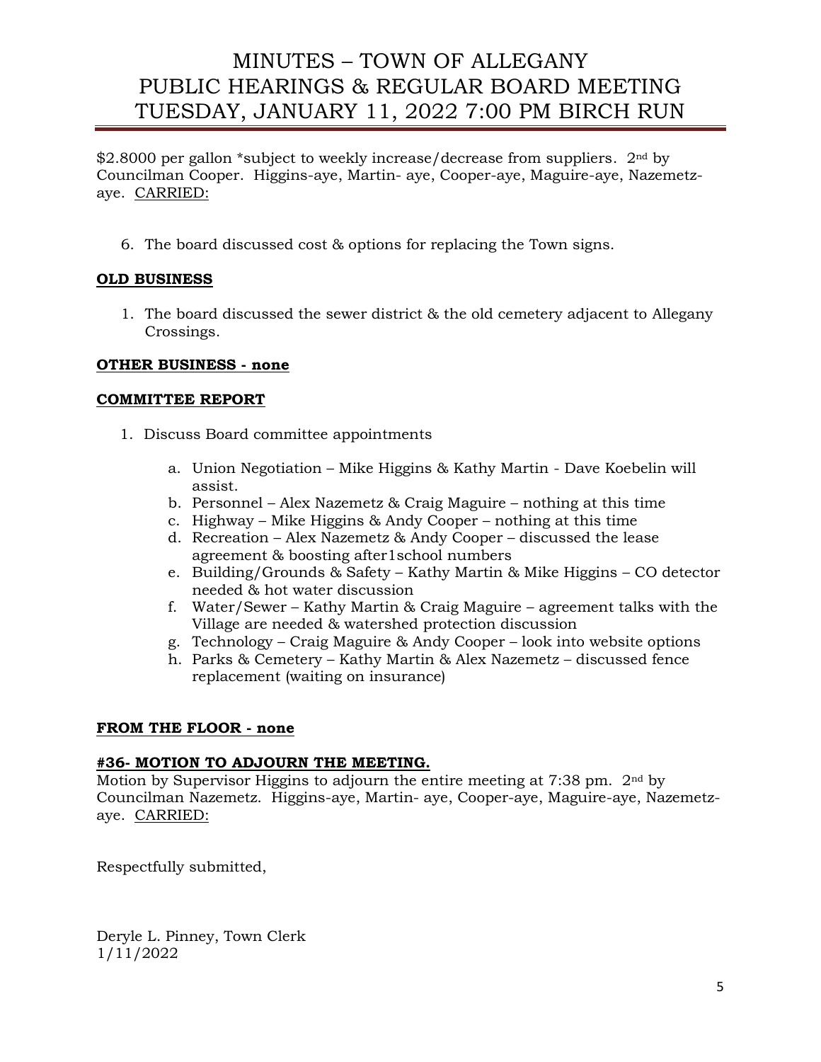$2.8000 per gallon *subject to weekly increase/decrease from suppliers. 2nd by Councilman Cooper. Higgins-aye, Martin- aye, Cooper-aye, Maguire-aye, Nazemetz-aye. CARRIED:

6. The board discussed cost & options for replacing the Town signs.

**OLD BUSINESS**

1. The board discussed the sewer district & the old cemetery adjacent to Allegany Crossings.

**OTHER BUSINESS - none**

**COMMITTEE REPORT**

1. Discuss Board committee appointments

   a. Union Negotiation – Mike Higgins & Kathy Martin - Dave Koebelin will assist.
   b. Personnel – Alex Nazemetz & Craig Maguire – nothing at this time
   c. Highway – Mike Higgins & Andy Cooper – nothing at this time
   d. Recreation – Alex Nazemetz & Andy Cooper – discussed the lease agreement & boosting after1school numbers
   e. Building/Grounds & Safety – Kathy Martin & Mike Higgins – CO detector needed & hot water discussion
   f. Water/Sewer – Kathy Martin & Craig Maguire – agreement talks with the Village are needed & watershed protection discussion
   g. Technology – Craig Maguire & Andy Cooper – look into website options
   h. Parks & Cemetery – Kathy Martin & Alex Nazemetz – discussed fence replacement (waiting on insurance)

**FROM THE FLOOR - none**

**#36- MOTION TO ADJOURN THE MEETING.**

Motion by Supervisor Higgins to adjourn the entire meeting at 7:38 pm. 2nd by Councilman Nazemetz. Higgins-aye, Martin- aye, Cooper-aye, Maguire-aye, Nazemetz-aye. CARRIED:

Respectfully submitted,

Deryle L. Pinney, Town Clerk
1/11/2022